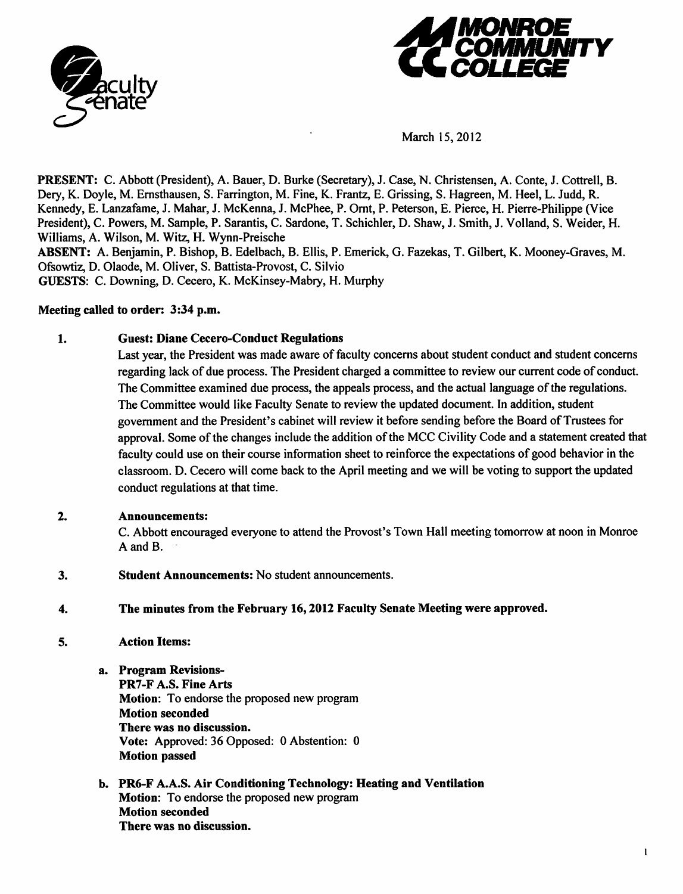March 15, 2012

**PRESENT:** C. Abbott (President), A. Bauer, D. Burke (Secretary), J. Case, N. Christensen, A. Conte, J. Cottrell, B. Dery, K. Doyle, M. Ernsthausen, S. Farrington, M. Fine, K. Frantz, E. Grissing, S. Hagreen, M. Heel, L. Judd, R. Kennedy, E. Lanzafame, J. Mahar, J. McKenna, J. McPhee, P. Ornt, P. Peterson, E. Pierce, H. Pierre-Philippe (Vice President), C. Powers, M. Sample, P. Sarantis, C. Sardone, T. Schichler, D. Shaw, J. Smith, J. Volland, S. Weider, H. Williams, A. Wilson, M. Witz, H. Wynn-Preische

**ABSENT:** A. Benjamin, P. Bishop, B. Edelbach, B. Ellis, P. Emerick, G. Fazekas, T. Gilbert, K. Mooney-Graves, M. Ofsowtiz, D. Olaode, M. Oliver, S. Battista-Provost, C. Silvio

**GUESTS:** C. Downing, D. Cecero, K. McKinsey-Mabry, H. Murphy

**Meeting called to order: 3:34 p.m.**

1. **Guest: Diane Cecero-Conduct Regulations**

   Last year, the President was made aware of faculty concerns about student conduct and student concerns regarding lack of due process. The President charged a committee to review our current code of conduct. The Committee examined due process, the appeals process, and the actual language of the regulations. The Committee would like Faculty Senate to review the updated document. In addition, student government and the President's cabinet will review it before sending before the Board of Trustees for approval. Some of the changes include the addition of the MCC Civility Code and a statement created that faculty could use on their course information sheet to reinforce the expectations of good behavior in the classroom. D. Cecero will come back to the April meeting and we will be voting to support the updated conduct regulations at that time.

2. **Announcements:**

   C. Abbott encouraged everyone to attend the Provost's Town Hall meeting tomorrow at noon in Monroe A and B.

3. **Student Announcements:** No student announcements.

4. **The minutes from the February 16, 2012 Faculty Senate Meeting were approved.**

5. **Action Items:**

   a. **Program Revisions-**
      **PR7-F A.S. Fine Arts**
      **Motion:** To endorse the proposed new program
      **Motion seconded**
      **There was no discussion.**
      **Vote:** Approved: 36 Opposed: 0 Abstention: 0
      **Motion passed**

   b. **PR6-F A.A.S. Air Conditioning Technology: Heating and Ventilation**
      **Motion:** To endorse the proposed new program
      **Motion seconded**
      **There was no discussion.**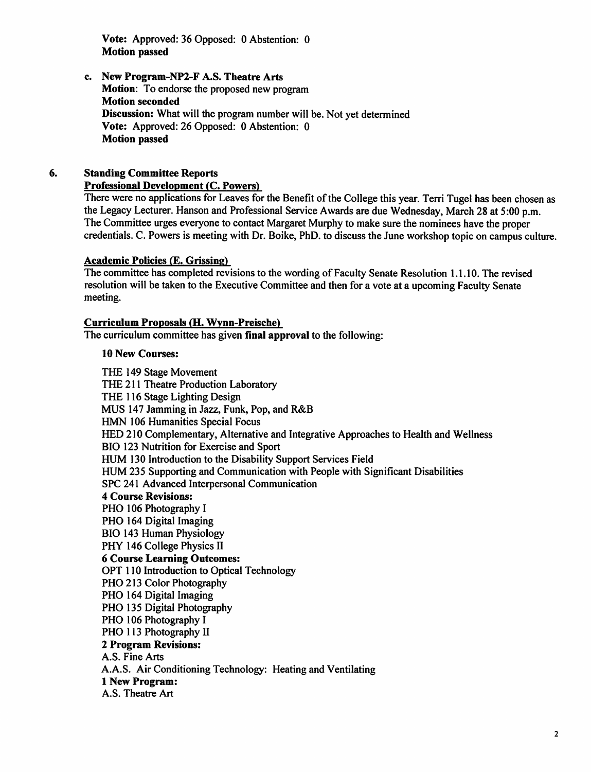**Vote:** Approved: 36 Opposed: 0 Abstention: 0
**Motion passed**

c. **New Program-NP2-F A.S. Theatre Arts**
   **Motion**: To endorse the proposed new program
   **Motion seconded**
   **Discussion:** What will the program number will be. Not yet determined
   **Vote:** Approved: 26 Opposed: 0 Abstention: 0
   **Motion passed**

## 6. Standing Committee Reports

**Professional Development (C. Powers)**

There were no applications for Leaves for the Benefit of the College this year. Terri Tugel has been chosen as the Legacy Lecturer. Hanson and Professional Service Awards are due Wednesday, March 28 at 5:00 p.m. The Committee urges everyone to contact Margaret Murphy to make sure the nominees have the proper credentials. C. Powers is meeting with Dr. Boike, PhD. to discuss the June workshop topic on campus culture.

**Academic Policies (E. Grissing)**

The committee has completed revisions to the wording of Faculty Senate Resolution 1.1.10. The revised resolution will be taken to the Executive Committee and then for a vote at a upcoming Faculty Senate meeting.

**Curriculum Proposals (H. Wynn-Preische)**

The curriculum committee has given **final approval** to the following:

**10 New Courses:**

THE 149 Stage Movement
THE 211 Theatre Production Laboratory
THE 116 Stage Lighting Design
MUS 147 Jamming in Jazz, Funk, Pop, and R&B
HMN 106 Humanities Special Focus
HED 210 Complementary, Alternative and Integrative Approaches to Health and Wellness
BIO 123 Nutrition for Exercise and Sport
HUM 130 Introduction to the Disability Support Services Field
HUM 235 Supporting and Communication with People with Significant Disabilities
SPC 241 Advanced Interpersonal Communication

**4 Course Revisions:**

PHO 106 Photography I
PHO 164 Digital Imaging
BIO 143 Human Physiology
PHY 146 College Physics II

**6 Course Learning Outcomes:**

OPT 110 Introduction to Optical Technology
PHO 213 Color Photography
PHO 164 Digital Imaging
PHO 135 Digital Photography
PHO 106 Photography I
PHO 113 Photography II

**2 Program Revisions:**

A.S. Fine Arts
A.A.S. Air Conditioning Technology: Heating and Ventilating

**1 New Program:**

A.S. Theatre Art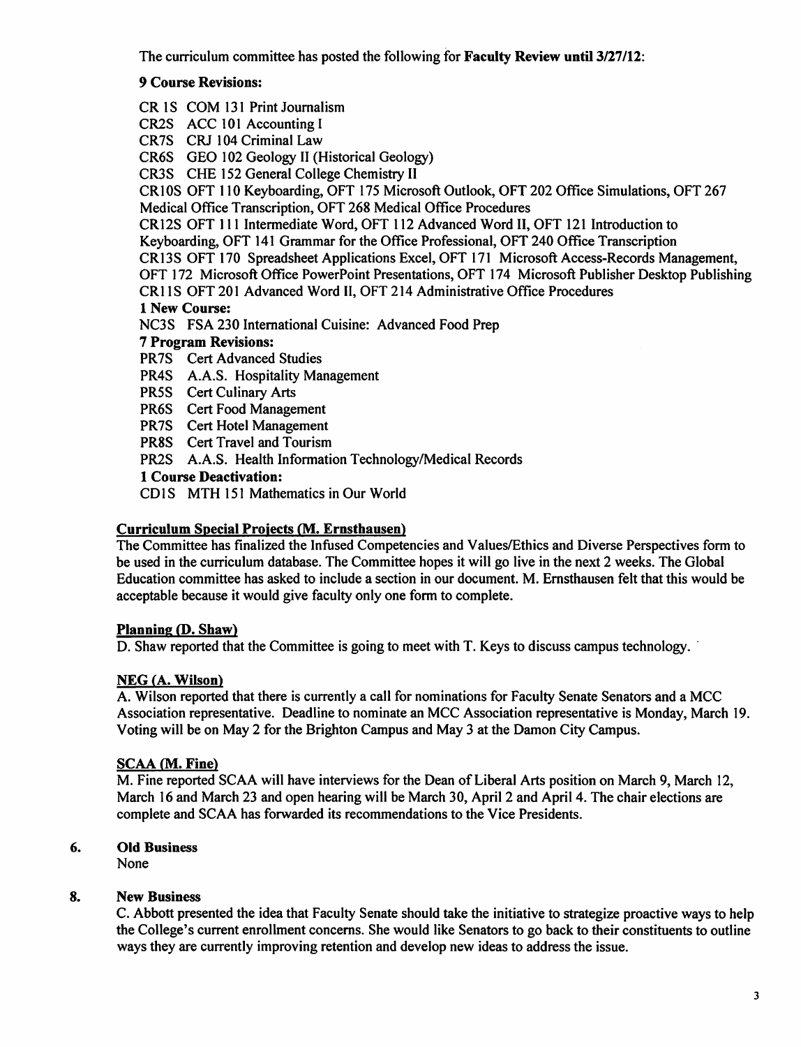The curriculum committee has posted the following for **Faculty Review until 3/27/12**:

**9 Course Revisions:**

CR 1S COM 131 Print Journalism
CR2S ACC 101 Accounting I
CR7S CRJ 104 Criminal Law
CR6S GEO 102 Geology II (Historical Geology)
CR3S CHE 152 General College Chemistry II
CR10S OFT 110 Keyboarding, OFT 175 Microsoft Outlook, OFT 202 Office Simulations, OFT 267 Medical Office Transcription, OFT 268 Medical Office Procedures
CR12S OFT 111 Intermediate Word, OFT 112 Advanced Word II, OFT 121 Introduction to Keyboarding, OFT 141 Grammar for the Office Professional, OFT 240 Office Transcription
CR13S OFT 170 Spreadsheet Applications Excel, OFT 171 Microsoft Access-Records Management, OFT 172 Microsoft Office PowerPoint Presentations, OFT 174 Microsoft Publisher Desktop Publishing
CR11S OFT 201 Advanced Word II, OFT 214 Administrative Office Procedures

**1 New Course:**

NC3S FSA 230 International Cuisine: Advanced Food Prep

**7 Program Revisions:**

PR7S Cert Advanced Studies
PR4S A.A.S. Hospitality Management
PR5S Cert Culinary Arts
PR6S Cert Food Management
PR7S Cert Hotel Management
PR8S Cert Travel and Tourism
PR2S A.A.S. Health Information Technology/Medical Records

**1 Course Deactivation:**

CD1S MTH 151 Mathematics in Our World

**Curriculum Special Projects (M. Ernsthausen)**

The Committee has finalized the Infused Competencies and Values/Ethics and Diverse Perspectives form to be used in the curriculum database. The Committee hopes it will go live in the next 2 weeks. The Global Education committee has asked to include a section in our document. M. Ernsthausen felt that this would be acceptable because it would give faculty only one form to complete.

**Planning (D. Shaw)**

D. Shaw reported that the Committee is going to meet with T. Keys to discuss campus technology.

**NEG (A. Wilson)**

A. Wilson reported that there is currently a call for nominations for Faculty Senate Senators and a MCC Association representative. Deadline to nominate an MCC Association representative is Monday, March 19. Voting will be on May 2 for the Brighton Campus and May 3 at the Damon City Campus.

**SCAA (M. Fine)**

M. Fine reported SCAA will have interviews for the Dean of Liberal Arts position on March 9, March 12, March 16 and March 23 and open hearing will be March 30, April 2 and April 4. The chair elections are complete and SCAA has forwarded its recommendations to the Vice Presidents.

## 6. Old Business

None

## 8. New Business

C. Abbott presented the idea that Faculty Senate should take the initiative to strategize proactive ways to help the College's current enrollment concerns. She would like Senators to go back to their constituents to outline ways they are currently improving retention and develop new ideas to address the issue.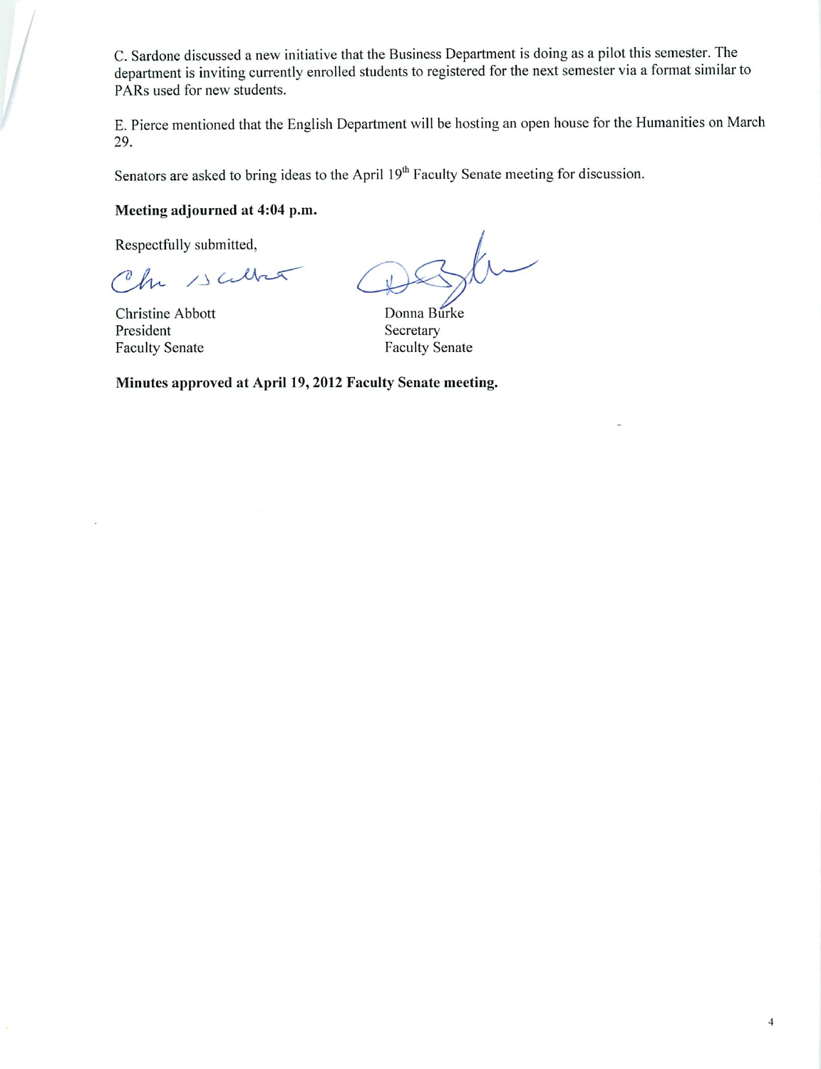C. Sardone discussed a new initiative that the Business Department is doing as a pilot this semester. The department is inviting currently enrolled students to registered for the next semester via a format similar to PARs used for new students.

E. Pierce mentioned that the English Department will be hosting an open house for the Humanities on March 29.

Senators are asked to bring ideas to the April 19th Faculty Senate meeting for discussion.

**Meeting adjourned at 4:04 p.m.**

Respectfully submitted,

Christine Abbott
President
Faculty Senate

Donna Burke
Secretary
Faculty Senate

**Minutes approved at April 19, 2012 Faculty Senate meeting.**